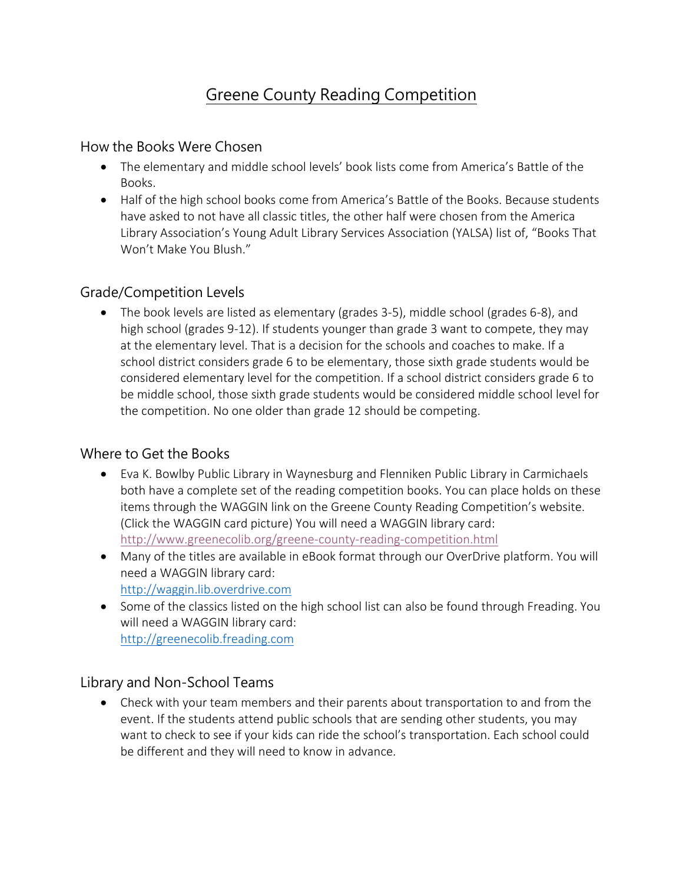# Greene County Reading Competition

## How the Books Were Chosen

- The elementary and middle school levels' book lists come from America's Battle of the Books.
- Half of the high school books come from America's Battle of the Books. Because students have asked to not have all classic titles, the other half were chosen from the America Library Association's Young Adult Library Services Association (YALSA) list of, "Books That Won't Make You Blush."

## Grade/Competition Levels

- The book levels are listed as elementary (grades 3-5), middle school (grades 6-8), and high school (grades 9-12). If students younger than grade 3 want to compete, they may at the elementary level. That is a decision for the schools and coaches to make. If a school district considers grade 6 to be elementary, those sixth grade students would be considered elementary level for the competition. If a school district considers grade 6 to be middle school, those sixth grade students would be considered middle school level for the competition. No one older than grade 12 should be competing.

## Where to Get the Books

- Eva K. Bowlby Public Library in Waynesburg and Flenniken Public Library in Carmichaels both have a complete set of the reading competition books. You can place holds on these items through the WAGGIN link on the Greene County Reading Competition's website. (Click the WAGGIN card picture) You will need a WAGGIN library card: http://www.greenecolib.org/greene-county-reading-competition.html
- Many of the titles are available in eBook format through our OverDrive platform. You will need a WAGGIN library card: http://waggin.lib.overdrive.com
- Some of the classics listed on the high school list can also be found through Freading. You will need a WAGGIN library card: http://greenecolib.freading.com

## Library and Non-School Teams

- Check with your team members and their parents about transportation to and from the event. If the students attend public schools that are sending other students, you may want to check to see if your kids can ride the school's transportation. Each school could be different and they will need to know in advance.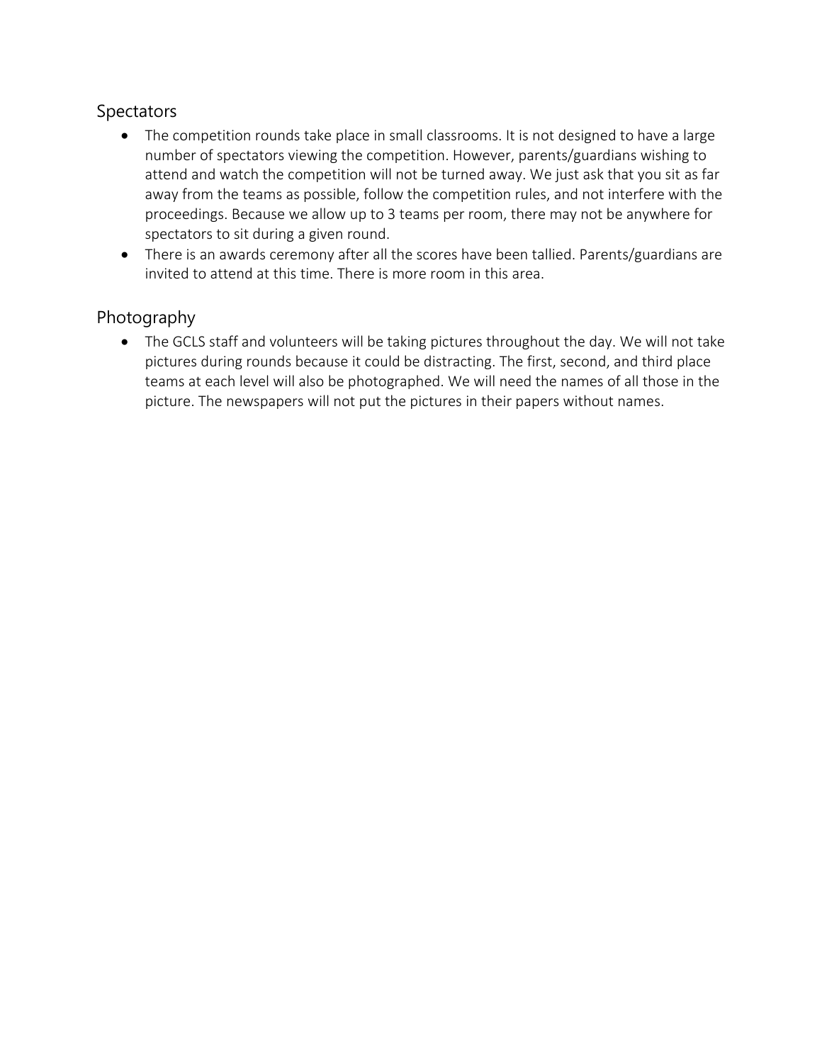## Spectators

- The competition rounds take place in small classrooms. It is not designed to have a large number of spectators viewing the competition. However, parents/guardians wishing to attend and watch the competition will not be turned away. We just ask that you sit as far away from the teams as possible, follow the competition rules, and not interfere with the proceedings. Because we allow up to 3 teams per room, there may not be anywhere for spectators to sit during a given round.
- There is an awards ceremony after all the scores have been tallied. Parents/guardians are invited to attend at this time. There is more room in this area.

## Photography

- The GCLS staff and volunteers will be taking pictures throughout the day. We will not take pictures during rounds because it could be distracting. The first, second, and third place teams at each level will also be photographed. We will need the names of all those in the picture. The newspapers will not put the pictures in their papers without names.